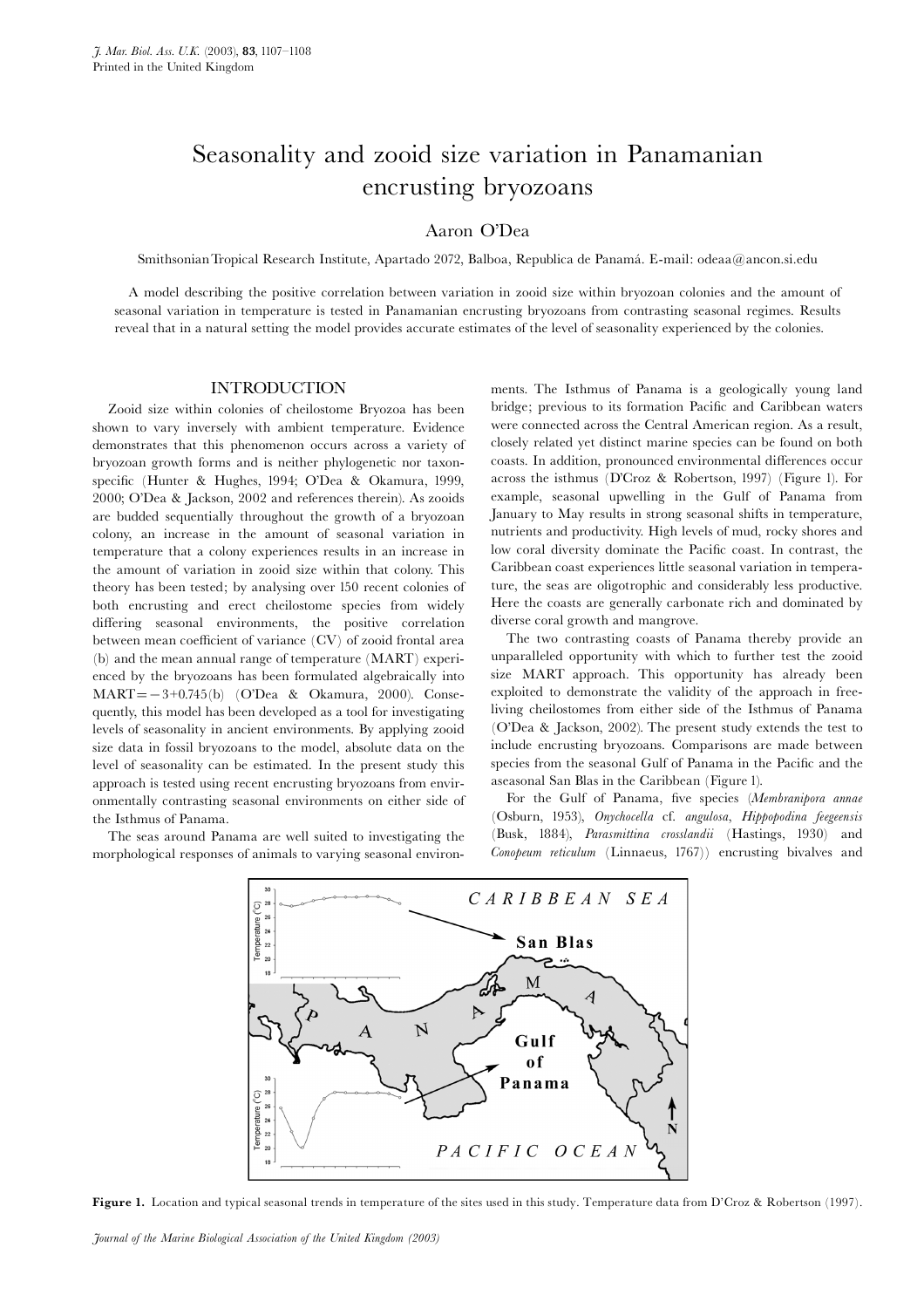# Seasonality and zooid size variation in Panamanian encrusting bryozoans

Aaron O'Dea

Smithsonian Tropical Research Institute, Apartado 2072, Balboa, Republica de Panamá. E-mail: odeaa@ancon.si.edu

A model describing the positive correlation between variation in zooid size within bryozoan colonies and the amount of seasonal variation in temperature is tested in Panamanian encrusting bryozoans from contrasting seasonal regimes. Results reveal that in a natural setting the model provides accurate estimates of the level of seasonality experienced by the colonies.

## INTRODUCTION

Zooid size within colonies of cheilostome Bryozoa has been shown to vary inversely with ambient temperature. Evidence demonstrates that this phenomenon occurs across a variety of bryozoan growth forms and is neither phylogenetic nor taxon-specific (Hunter & Hughes, 1994; O'Dea & Okamura, 1999, 2000; O'Dea & Jackson, 2002 and references therein). As zooids are budded sequentially throughout the growth of a bryozoan colony, an increase in the amount of seasonal variation in temperature that a colony experiences results in an increase in the amount of variation in zooid size within that colony. This theory has been tested; by analysing over 150 recent colonies of both encrusting and erect cheilostome species from widely differing seasonal environments, the positive correlation between mean coefficient of variance (CV) of zooid frontal area (b) and the mean annual range of temperature (MART) experienced by the bryozoans has been formulated algebraically into MART$=-3+0.745$(b) (O'Dea & Okamura, 2000). Consequently, this model has been developed as a tool for investigating levels of seasonality in ancient environments. By applying zooid size data in fossil bryozoans to the model, absolute data on the level of seasonality can be estimated. In the present study this approach is tested using recent encrusting bryozoans from environmentally contrasting seasonal environments on either side of the Isthmus of Panama.

The seas around Panama are well suited to investigating the morphological responses of animals to varying seasonal environments. The Isthmus of Panama is a geologically young land bridge; previous to its formation Pacific and Caribbean waters were connected across the Central American region. As a result, closely related yet distinct marine species can be found on both coasts. In addition, pronounced environmental differences occur across the isthmus (D'Croz & Robertson, 1997) (Figure 1). For example, seasonal upwelling in the Gulf of Panama from January to May results in strong seasonal shifts in temperature, nutrients and productivity. High levels of mud, rocky shores and low coral diversity dominate the Pacific coast. In contrast, the Caribbean coast experiences little seasonal variation in temperature, the seas are oligotrophic and considerably less productive. Here the coasts are generally carbonate rich and dominated by diverse coral growth and mangrove.

The two contrasting coasts of Panama thereby provide an unparalleled opportunity with which to further test the zooid size MART approach. This opportunity has already been exploited to demonstrate the validity of the approach in free-living cheilostomes from either side of the Isthmus of Panama (O'Dea & Jackson, 2002). The present study extends the test to include encrusting bryozoans. Comparisons are made between species from the seasonal Gulf of Panama in the Pacific and the aseasonal San Blas in the Caribbean (Figure 1).

For the Gulf of Panama, five species (*Membranipora annae* (Osburn, 1953), *Onychocella* cf. *angulosa*, *Hippopodina feegeensis* (Busk, 1884), *Parasmittina crosslandii* (Hastings, 1930) and *Conopeum reticulum* (Linnaeus, 1767)) encrusting bivalves and

**Figure 1.** Location and typical seasonal trends in temperature of the sites used in this study. Temperature data from D'Croz & Robertson (1997).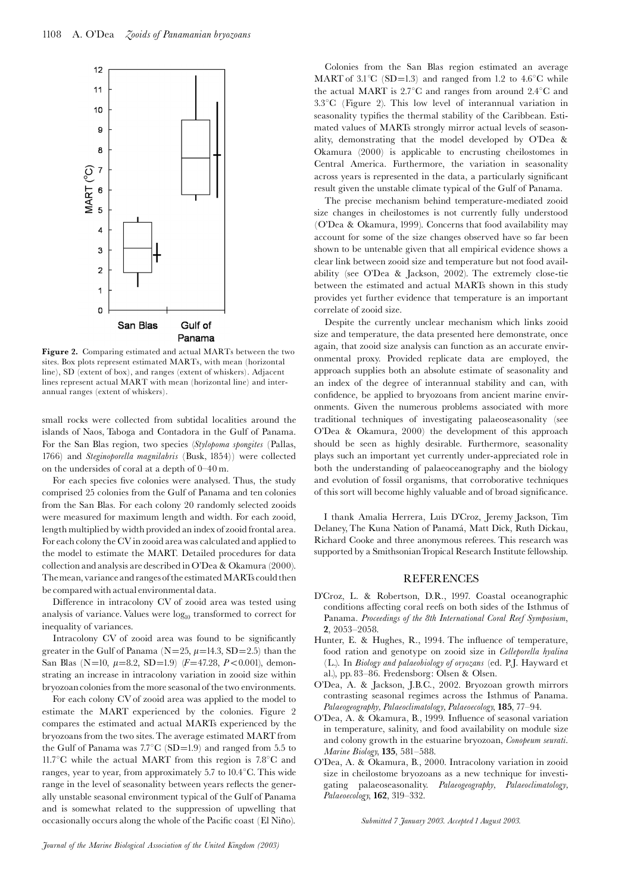12
11
10
9
8
7
6
5
4
3
2
1
0

MART (°C)

San Blas

Gulf of Panama

**Figure 2.** Comparing estimated and actual MARTs between the two sites. Box plots represent estimated MARTs, with mean (horizontal line), SD (extent of box), and ranges (extent of whiskers). Adjacent lines represent actual MART with mean (horizontal line) and interannual ranges (extent of whiskers).

small rocks were collected from subtidal localities around the islands of Naos, Taboga and Contadora in the Gulf of Panama. For the San Blas region, two species (*Stylopoma spongites* (Pallas, 1766) and *Steginoporella magnilabris* (Busk, 1854)) were collected on the undersides of coral at a depth of 0–40 m.

For each species five colonies were analysed. Thus, the study comprised 25 colonies from the Gulf of Panama and ten colonies from the San Blas. For each colony 20 randomly selected zooids were measured for maximum length and width. For each zooid, length multiplied by width provided an index of zooid frontal area. For each colony the CV in zooid area was calculated and applied to the model to estimate the MART. Detailed procedures for data collection and analysis are described in O'Dea & Okamura (2000). The mean, variance and ranges of the estimated MARTs could then be compared with actual environmental data.

Difference in intracolony CV of zooid area was tested using analysis of variance. Values were $\log_{10}$ transformed to correct for inequality of variances.

Intracolony CV of zooid area was found to be significantly greater in the Gulf of Panama ($N=25$, $\mu=14.3$, $SD=2.5$) than the San Blas ($N=10$, $\mu=8.2$, $SD=1.9$) ($F=47.28$, $P<0.001$), demonstrating an increase in intracolony variation in zooid size within bryozoan colonies from the more seasonal of the two environments.

For each colony CV of zooid area was applied to the model to estimate the MART experienced by the colonies. Figure 2 compares the estimated and actual MARTs experienced by the bryozoans from the two sites. The average estimated MART from the Gulf of Panama was 7.7°C ($SD=1.9$) and ranged from 5.5 to 11.7°C while the actual MART from this region is 7.8°C and ranges, year to year, from approximately 5.7 to 10.4°C. This wide range in the level of seasonality between years reflects the generally unstable seasonal environment typical of the Gulf of Panama and is somewhat related to the suppression of upwelling that occasionally occurs along the whole of the Pacific coast (El Niño).

Colonies from the San Blas region estimated an average MART of 3.1°C ($SD=1.3$) and ranged from 1.2 to 4.6°C while the actual MART is 2.7°C and ranges from around 2.4°C and 3.3°C (Figure 2). This low level of interannual variation in seasonality typifies the thermal stability of the Caribbean. Estimated values of MARTs strongly mirror actual levels of seasonality, demonstrating that the model developed by O'Dea & Okamura (2000) is applicable to encrusting cheilostomes in Central America. Furthermore, the variation in seasonality across years is represented in the data, a particularly significant result given the unstable climate typical of the Gulf of Panama.

The precise mechanism behind temperature-mediated zooid size changes in cheilostomes is not currently fully understood (O'Dea & Okamura, 1999). Concerns that food availability may account for some of the size changes observed have so far been shown to be untenable given that all empirical evidence shows a clear link between zooid size and temperature but not food availability (see O'Dea & Jackson, 2002). The extremely close-tie between the estimated and actual MARTs shown in this study provides yet further evidence that temperature is an important correlate of zooid size.

Despite the currently unclear mechanism which links zooid size and temperature, the data presented here demonstrate, once again, that zooid size analysis can function as an accurate environmental proxy. Provided replicate data are employed, the approach supplies both an absolute estimate of seasonality and an index of the degree of interannual stability and can, with confidence, be applied to bryozoans from ancient marine environments. Given the numerous problems associated with more traditional techniques of investigating palaeoseasonality (see O'Dea & Okamura, 2000) the development of this approach should be seen as highly desirable. Furthermore, seasonality plays such an important yet currently under-appreciated role in both the understanding of palaeoceanography and the biology and evolution of fossil organisms, that corroborative techniques of this sort will become highly valuable and of broad significance.

I thank Amalia Herrera, Luis D'Croz, Jeremy Jackson, Tim Delaney, The Kuna Nation of Panamá, Matt Dick, Ruth Dickau, Richard Cooke and three anonymous referees. This research was supported by a Smithsonian Tropical Research Institute fellowship.

## REFERENCES

D'Croz, L. & Robertson, D.R., 1997. Coastal oceanographic conditions affecting coral reefs on both sides of the Isthmus of Panama. *Proceedings of the 8th International Coral Reef Symposium*, **2**, 2053–2058.

Hunter, E. & Hughes, R., 1994. The influence of temperature, food ration and genotype on zooid size in *Celleporella hyalina* (L.). In *Biology and palaeobiology of oryozans* (ed. P.J. Hayward et al.), pp. 83–86. Fredensborg: Olsen & Olsen.

O'Dea, A. & Jackson, J.B.C., 2002. Bryozoan growth mirrors contrasting seasonal regimes across the Isthmus of Panama. *Palaeogeography, Palaeoclimatology, Palaeoecology*, **185**, 77–94.

O'Dea, A. & Okamura, B., 1999. Influence of seasonal variation in temperature, salinity, and food availability on module size and colony growth in the estuarine bryozoan, *Conopeum seurati*. *Marine Biology*, **135**, 581–588.

O'Dea, A. & Okamura, B., 2000. Intracolony variation in zooid size in cheilostome bryozoans as a new technique for investigating palaeoseasonality. *Palaeogeography, Palaeoclimatology, Palaeoecology*, **162**, 319–332.

*Submitted 7 January 2003. Accepted 1 August 2003.*